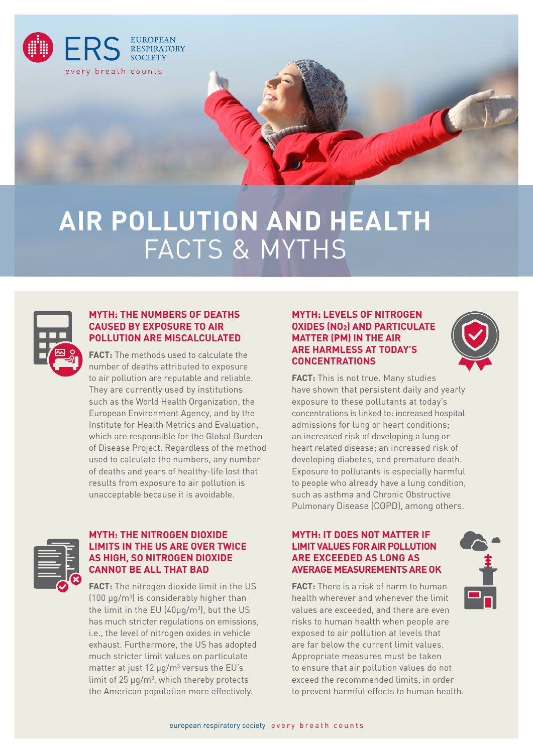ERS EUROPEAN RESPIRATORY SOCIETY

every breath counts

# AIR POLLUTION AND HEALTH FACTS & MYTHS

### MYTH: THE NUMBERS OF DEATHS CAUSED BY EXPOSURE TO AIR POLLUTION ARE MISCALCULATED

**FACT:** The methods used to calculate the number of deaths attributed to exposure to air pollution are reputable and reliable. They are currently used by institutions such as the World Health Organization, the European Environment Agency, and by the Institute for Health Metrics and Evaluation, which are responsible for the Global Burden of Disease Project. Regardless of the method used to calculate the numbers, any number of deaths and years of healthy-life lost that results from exposure to air pollution is unacceptable because it is avoidable.

### MYTH: LEVELS OF NITROGEN OXIDES ($NO_2$) AND PARTICULATE MATTER (PM) IN THE AIR ARE HARMLESS AT TODAY'S CONCENTRATIONS

**FACT:** This is not true. Many studies have shown that persistent daily and yearly exposure to these pollutants at today's concentrations is linked to: increased hospital admissions for lung or heart conditions; an increased risk of developing a lung or heart related disease; an increased risk of developing diabetes, and premature death. Exposure to pollutants is especially harmful to people who already have a lung condition, such as asthma and Chronic Obstructive Pulmonary Disease (COPD), among others.

### MYTH: THE NITROGEN DIOXIDE LIMITS IN THE US ARE OVER TWICE AS HIGH, SO NITROGEN DIOXIDE CANNOT BE ALL THAT BAD

**FACT:** The nitrogen dioxide limit in the US (100 µg/m$^3$) is considerably higher than the limit in the EU (40µg/m$^3$), but the US has much stricter regulations on emissions, i.e., the level of nitrogen oxides in vehicle exhaust. Furthermore, the US has adopted much stricter limit values on particulate matter at just 12 µg/m$^3$ versus the EU's limit of 25 µg/m$^3$, which thereby protects the American population more effectively.

### MYTH: IT DOES NOT MATTER IF LIMIT VALUES FOR AIR POLLUTION ARE EXCEEDED AS LONG AS AVERAGE MEASUREMENTS ARE OK

**FACT:** There is a risk of harm to human health wherever and whenever the limit values are exceeded, and there are even risks to human health when people are exposed to air pollution at levels that are far below the current limit values. Appropriate measures must be taken to ensure that air pollution values do not exceed the recommended limits, in order to prevent harmful effects to human health.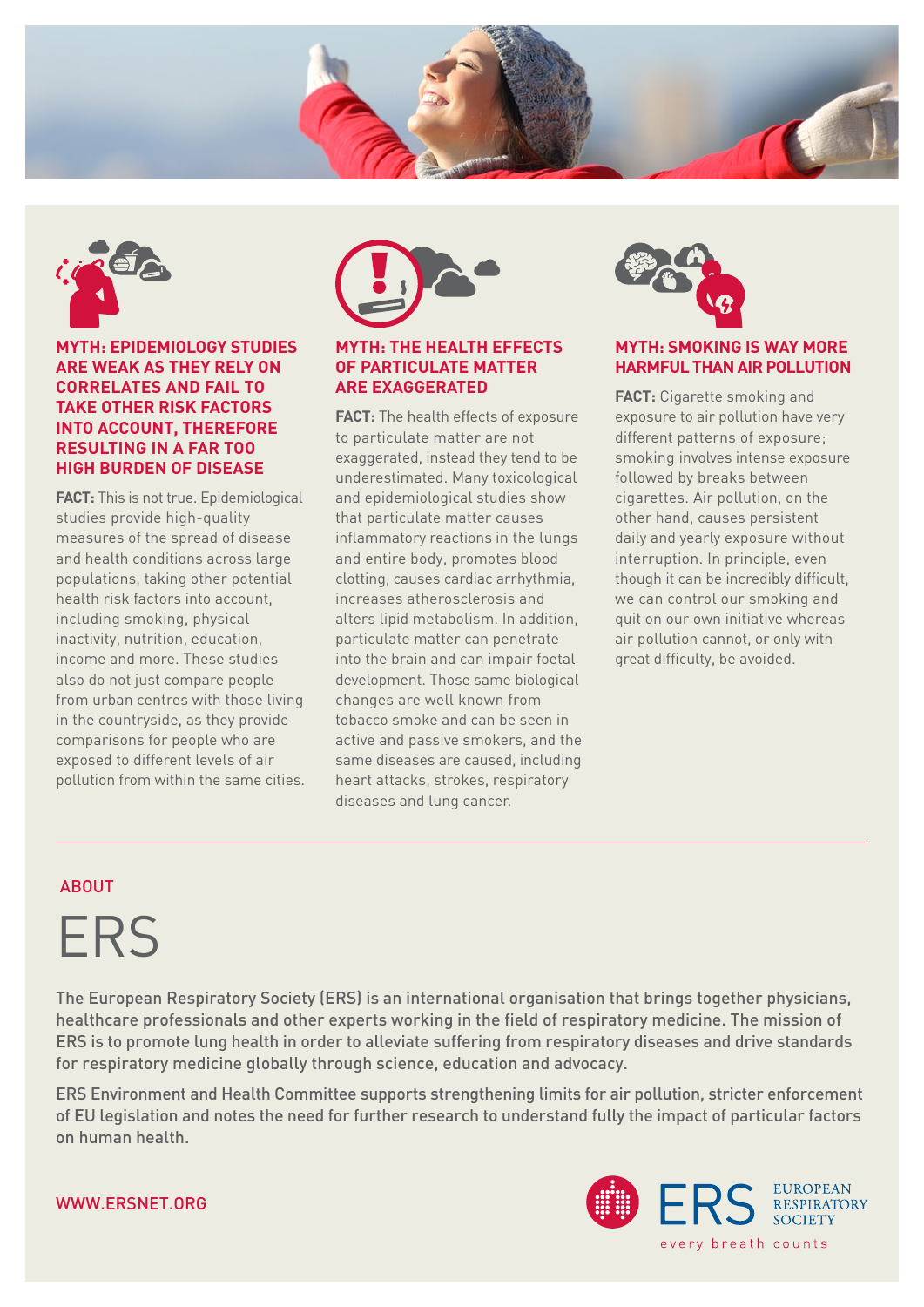### MYTH: EPIDEMIOLOGY STUDIES ARE WEAK AS THEY RELY ON CORRELATES AND FAIL TO TAKE OTHER RISK FACTORS INTO ACCOUNT, THEREFORE RESULTING IN A FAR TOO HIGH BURDEN OF DISEASE

**FACT:** This is not true. Epidemiological studies provide high-quality measures of the spread of disease and health conditions across large populations, taking other potential health risk factors into account, including smoking, physical inactivity, nutrition, education, income and more. These studies also do not just compare people from urban centres with those living in the countryside, as they provide comparisons for people who are exposed to different levels of air pollution from within the same cities.

### MYTH: THE HEALTH EFFECTS OF PARTICULATE MATTER ARE EXAGGERATED

**FACT:** The health effects of exposure to particulate matter are not exaggerated, instead they tend to be underestimated. Many toxicological and epidemiological studies show that particulate matter causes inflammatory reactions in the lungs and entire body, promotes blood clotting, causes cardiac arrhythmia, increases atherosclerosis and alters lipid metabolism. In addition, particulate matter can penetrate into the brain and can impair foetal development. Those same biological changes are well known from tobacco smoke and can be seen in active and passive smokers, and the same diseases are caused, including heart attacks, strokes, respiratory diseases and lung cancer.

### MYTH: SMOKING IS WAY MORE HARMFUL THAN AIR POLLUTION

**FACT:** Cigarette smoking and exposure to air pollution have very different patterns of exposure; smoking involves intense exposure followed by breaks between cigarettes. Air pollution, on the other hand, causes persistent daily and yearly exposure without interruption. In principle, even though it can be incredibly difficult, we can control our smoking and quit on our own initiative whereas air pollution cannot, or only with great difficulty, be avoided.

---

ABOUT

# ERS

The European Respiratory Society (ERS) is an international organisation that brings together physicians, healthcare professionals and other experts working in the field of respiratory medicine. The mission of ERS is to promote lung health in order to alleviate suffering from respiratory diseases and drive standards for respiratory medicine globally through science, education and advocacy.

ERS Environment and Health Committee supports strengthening limits for air pollution, stricter enforcement of EU legislation and notes the need for further research to understand fully the impact of particular factors on human health.

WWW.ERSNET.ORG

ERS EUROPEAN RESPIRATORY SOCIETY

every breath counts